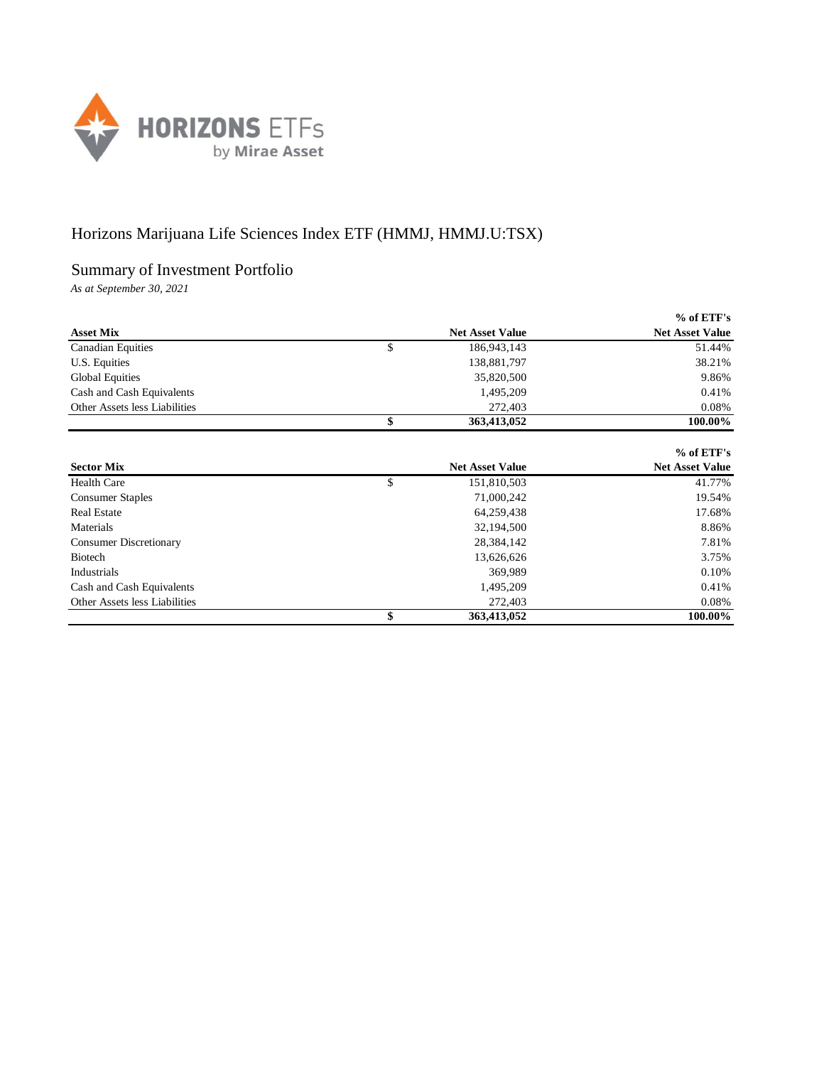# Horizons Marijuana Life Sciences Index ETF (HMMJ, HMMJ.U:TSX)

## Summary of Investment Portfolio

*As at September 30, 2021*

| Asset Mix | | Net Asset Value | % of ETF's Net Asset Value |
|---|---|---|---|
| Canadian Equities | $ | 186,943,143 | 51.44% |
| U.S. Equities | | 138,881,797 | 38.21% |
| Global Equities | | 35,820,500 | 9.86% |
| Cash and Cash Equivalents | | 1,495,209 | 0.41% |
| Other Assets less Liabilities | | 272,403 | 0.08% |
| | **$** | **363,413,052** | **100.00%** |

| Sector Mix | | Net Asset Value | % of ETF's Net Asset Value |
|---|---|---|---|
| Health Care | $ | 151,810,503 | 41.77% |
| Consumer Staples | | 71,000,242 | 19.54% |
| Real Estate | | 64,259,438 | 17.68% |
| Materials | | 32,194,500 | 8.86% |
| Consumer Discretionary | | 28,384,142 | 7.81% |
| Biotech | | 13,626,626 | 3.75% |
| Industrials | | 369,989 | 0.10% |
| Cash and Cash Equivalents | | 1,495,209 | 0.41% |
| Other Assets less Liabilities | | 272,403 | 0.08% |
| | **$** | **363,413,052** | **100.00%** |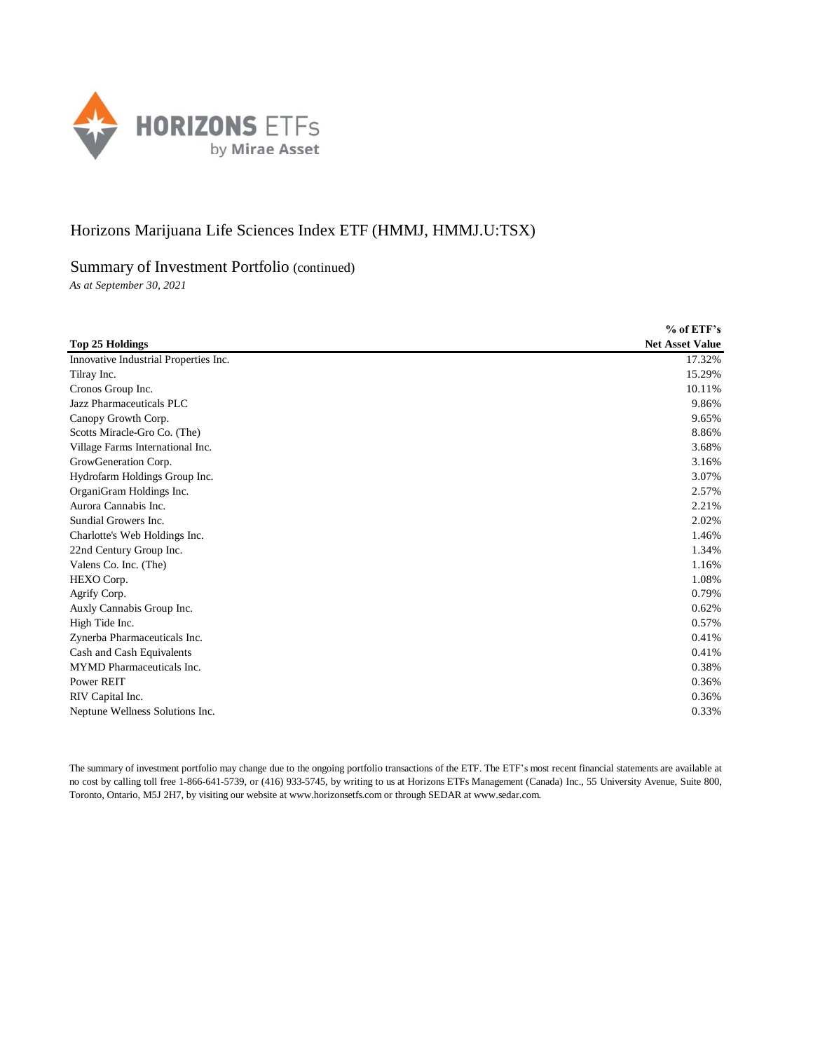# Horizons Marijuana Life Sciences Index ETF (HMMJ, HMMJ.U:TSX)

## Summary of Investment Portfolio (continued)

*As at September 30, 2021*

| Top 25 Holdings | % of ETF's Net Asset Value |
|---|---|
| Innovative Industrial Properties Inc. | 17.32% |
| Tilray Inc. | 15.29% |
| Cronos Group Inc. | 10.11% |
| Jazz Pharmaceuticals PLC | 9.86% |
| Canopy Growth Corp. | 9.65% |
| Scotts Miracle-Gro Co. (The) | 8.86% |
| Village Farms International Inc. | 3.68% |
| GrowGeneration Corp. | 3.16% |
| Hydrofarm Holdings Group Inc. | 3.07% |
| OrganiGram Holdings Inc. | 2.57% |
| Aurora Cannabis Inc. | 2.21% |
| Sundial Growers Inc. | 2.02% |
| Charlotte's Web Holdings Inc. | 1.46% |
| 22nd Century Group Inc. | 1.34% |
| Valens Co. Inc. (The) | 1.16% |
| HEXO Corp. | 1.08% |
| Agrify Corp. | 0.79% |
| Auxly Cannabis Group Inc. | 0.62% |
| High Tide Inc. | 0.57% |
| Zynerba Pharmaceuticals Inc. | 0.41% |
| Cash and Cash Equivalents | 0.41% |
| MYMD Pharmaceuticals Inc. | 0.38% |
| Power REIT | 0.36% |
| RIV Capital Inc. | 0.36% |
| Neptune Wellness Solutions Inc. | 0.33% |

The summary of investment portfolio may change due to the ongoing portfolio transactions of the ETF. The ETF's most recent financial statements are available at no cost by calling toll free 1-866-641-5739, or (416) 933-5745, by writing to us at Horizons ETFs Management (Canada) Inc., 55 University Avenue, Suite 800, Toronto, Ontario, M5J 2H7, by visiting our website at www.horizonsetfs.com or through SEDAR at www.sedar.com.